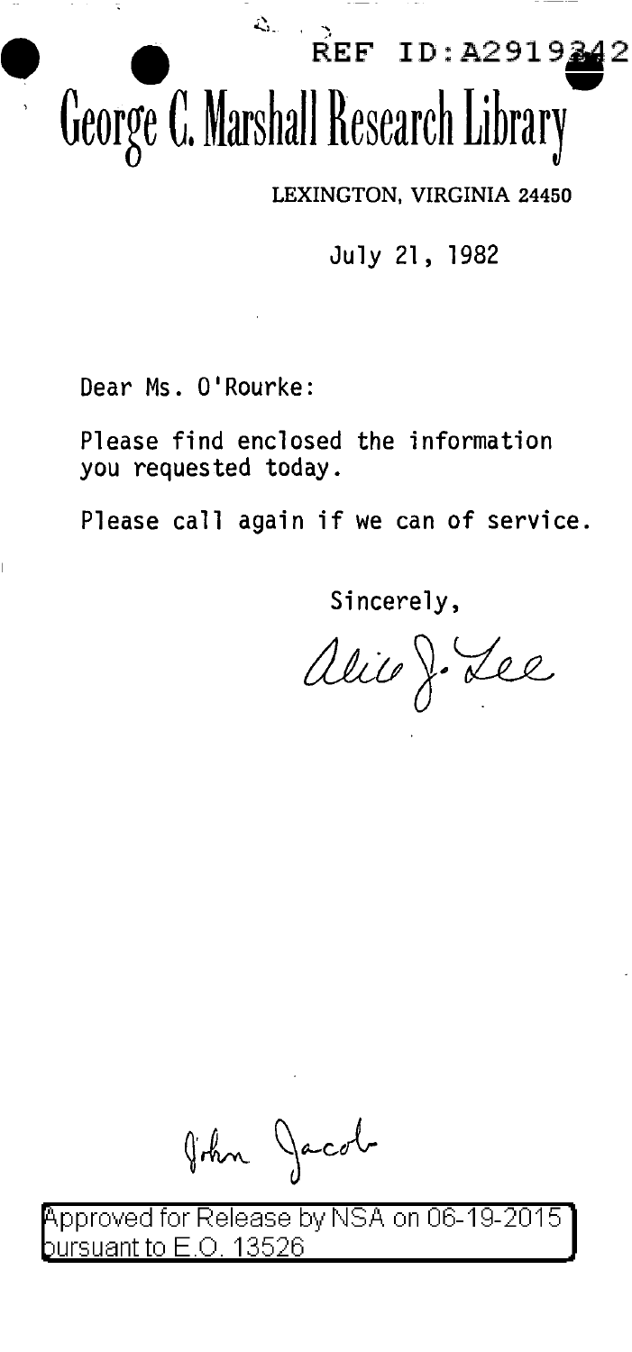REF ID:A2919342

# George C. Marshall Research Library

LEXINGTON, VIRGINIA 24450

July 21, 1982

Dear Ms. O'Rourke:

Please find enclosed the information you requested today.

Please call again if we can of service.

Sincerely,

Alice J. Lee

John Jacob

Approved for Release by NSA on 06-19-2015 pursuant to E.O. 13526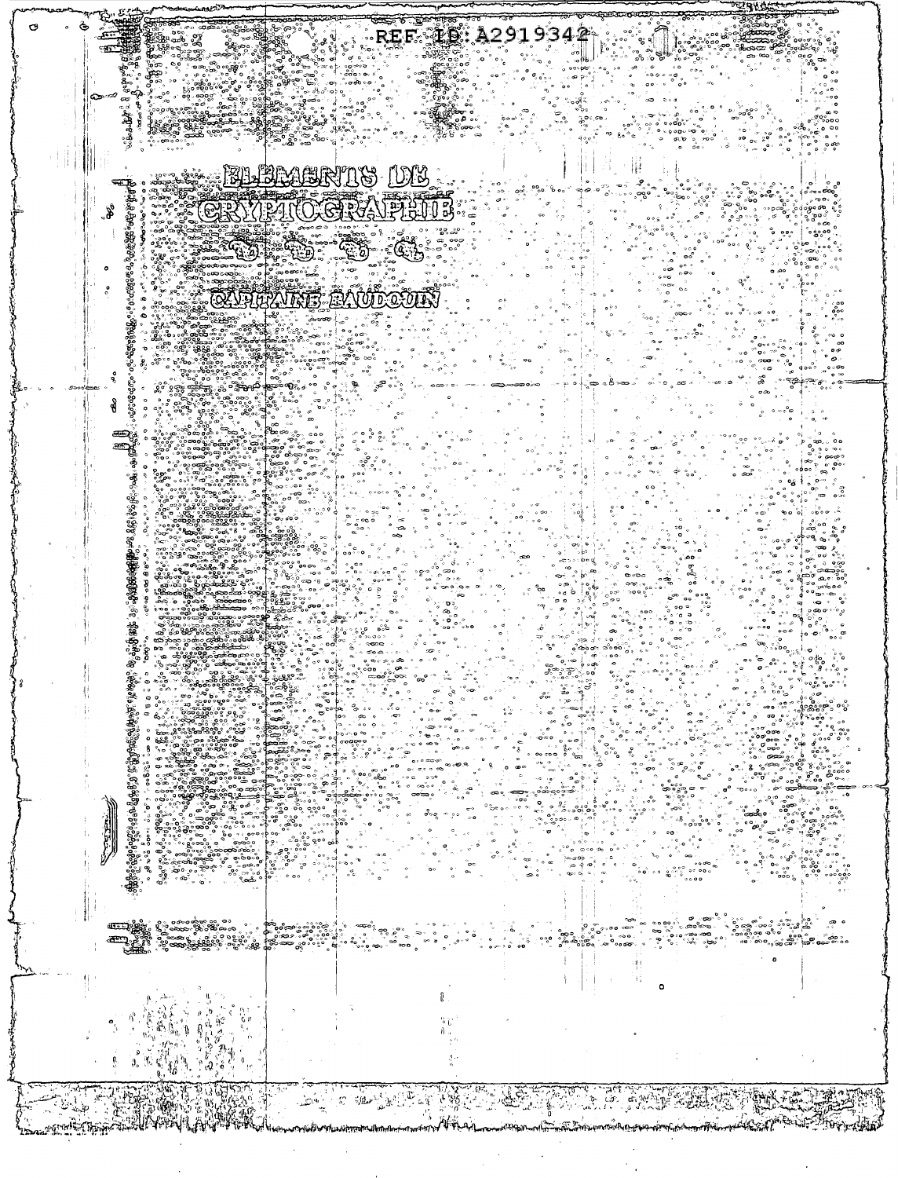REF ID:A2919342

# ELEMENTS DE CRYPTOGRAPHIE

CAPITAINE BAUDOUIN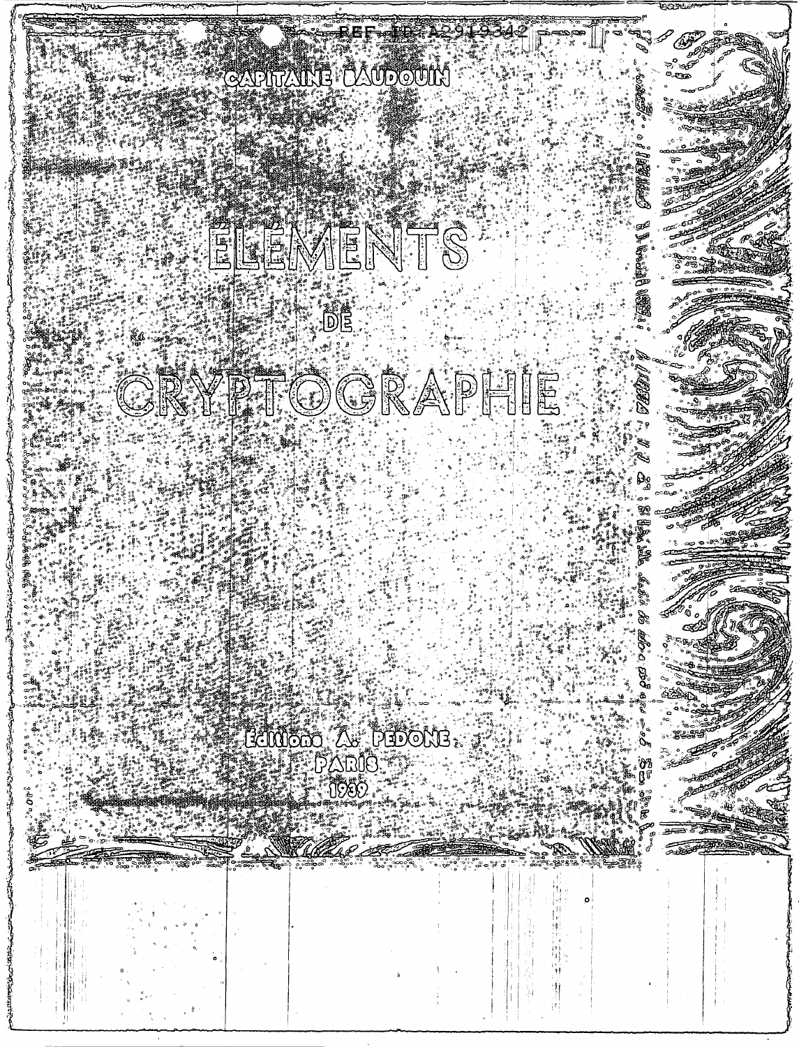CAPITAINE BAUDOUIN

# ÉLÉMENTS

# DE

# CRYPTOGRAPHIE

Éditions A. PEDONE

PARIS

1939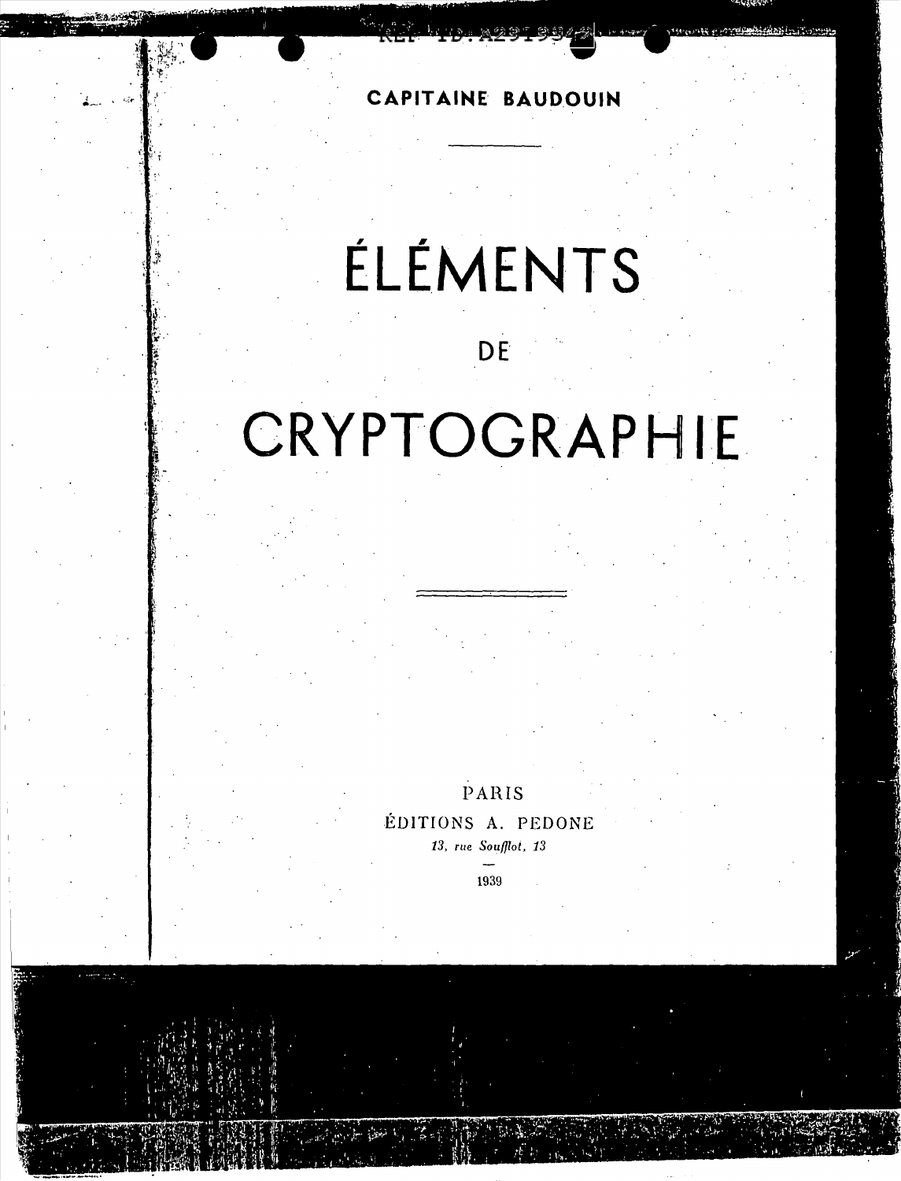CAPITAINE BAUDOUIN

# ÉLÉMENTS

# DE

# CRYPTOGRAPHIE

PARIS

ÉDITIONS A. PEDONE

*13, rue Soufflot, 13*

1939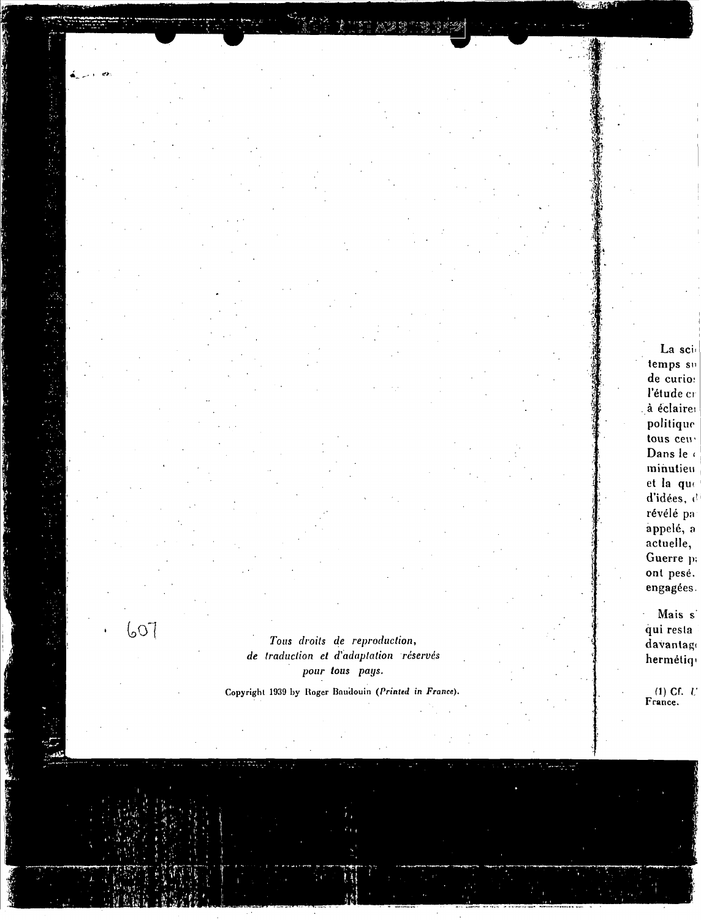607

*Tous droits de reproduction,*
*de traduction et d'adaptation réservés*
*pour tous pays.*

Copyright 1939 by Roger Baudouin (*Printed in France*).